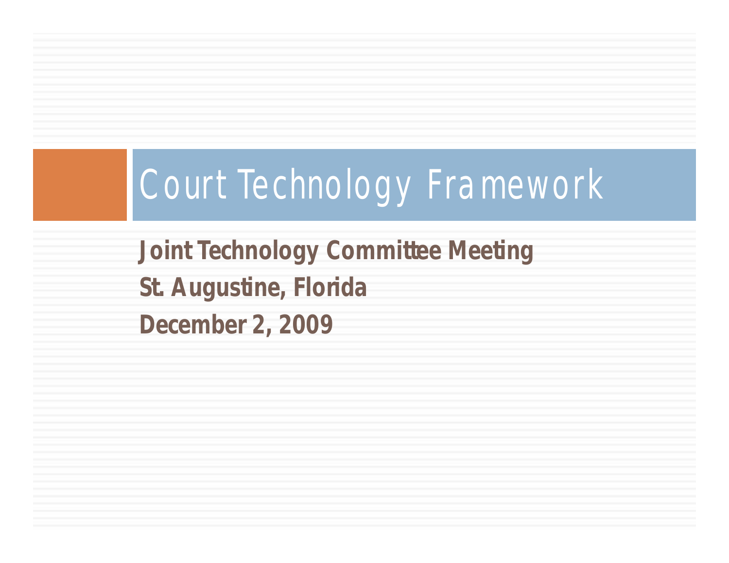# Court Technology Framework

**Joint Technology Committee Meeting**

**St. Augustine, Florida**

**December 2, 2009**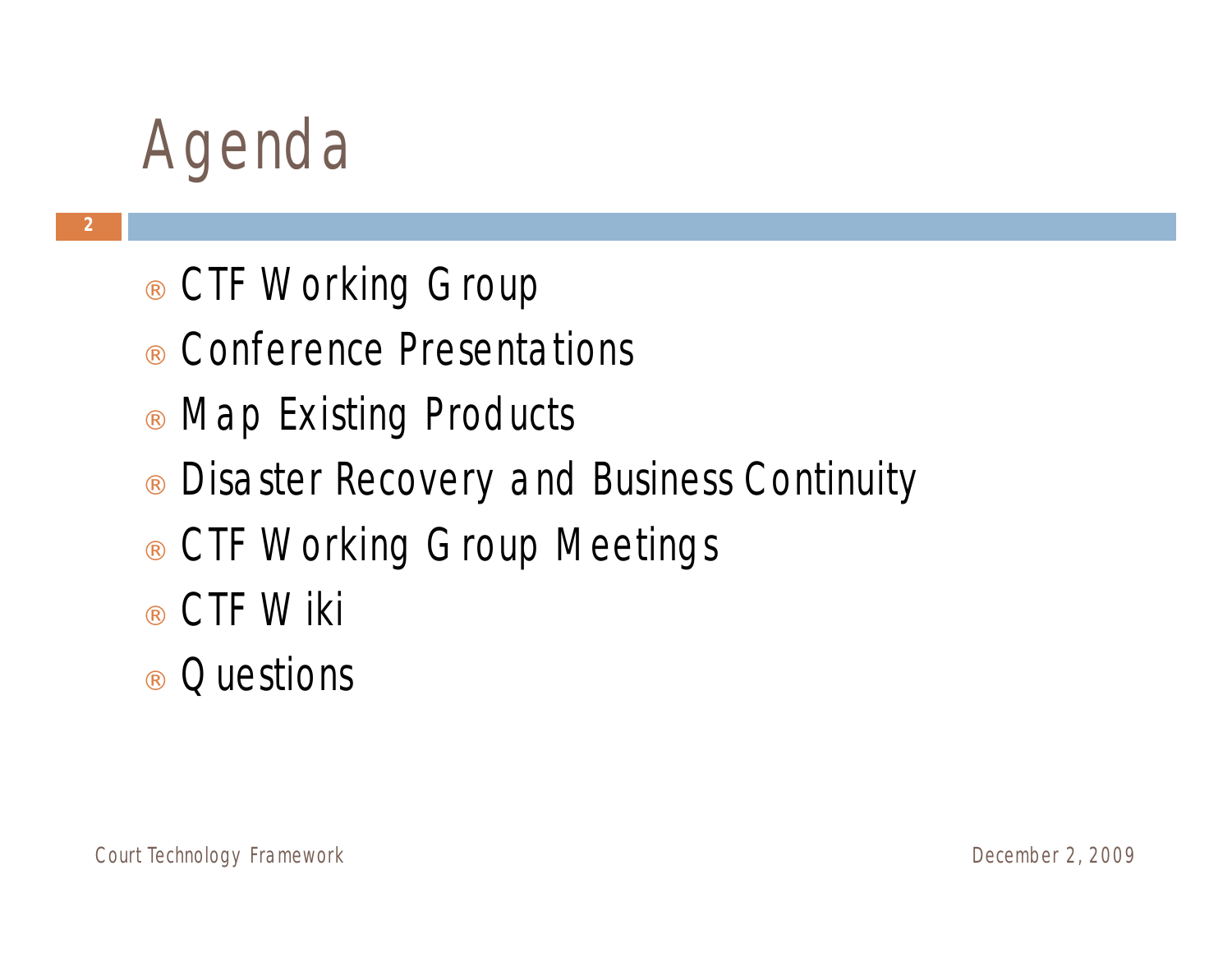# Agenda

- CTF Working Group
- Conference Presentations
- Map Existing Products
- Disaster Recovery and Business Continuity
- CTF Working Group Meetings
- CTF Wiki
- Questions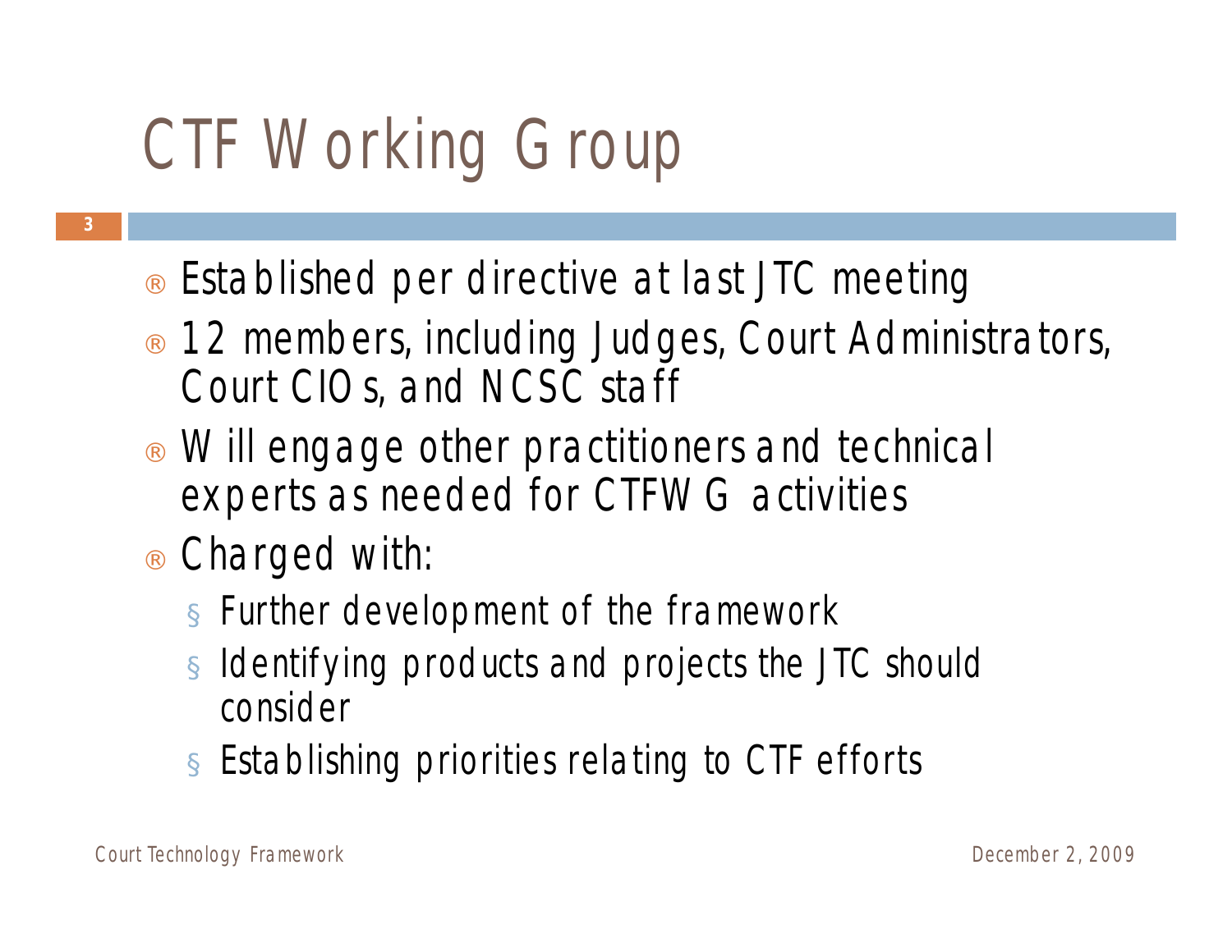# CTF Working Group

- Established per directive at last JTC meeting
- 12 members, including Judges, Court Administrators, Court CIOs, and NCSC staff
- Will engage other practitioners and technical experts as needed for CTFWG activities
- Charged with:
  - Further development of the framework
  - Identifying products and projects the JTC should consider
  - Establishing priorities relating to CTF efforts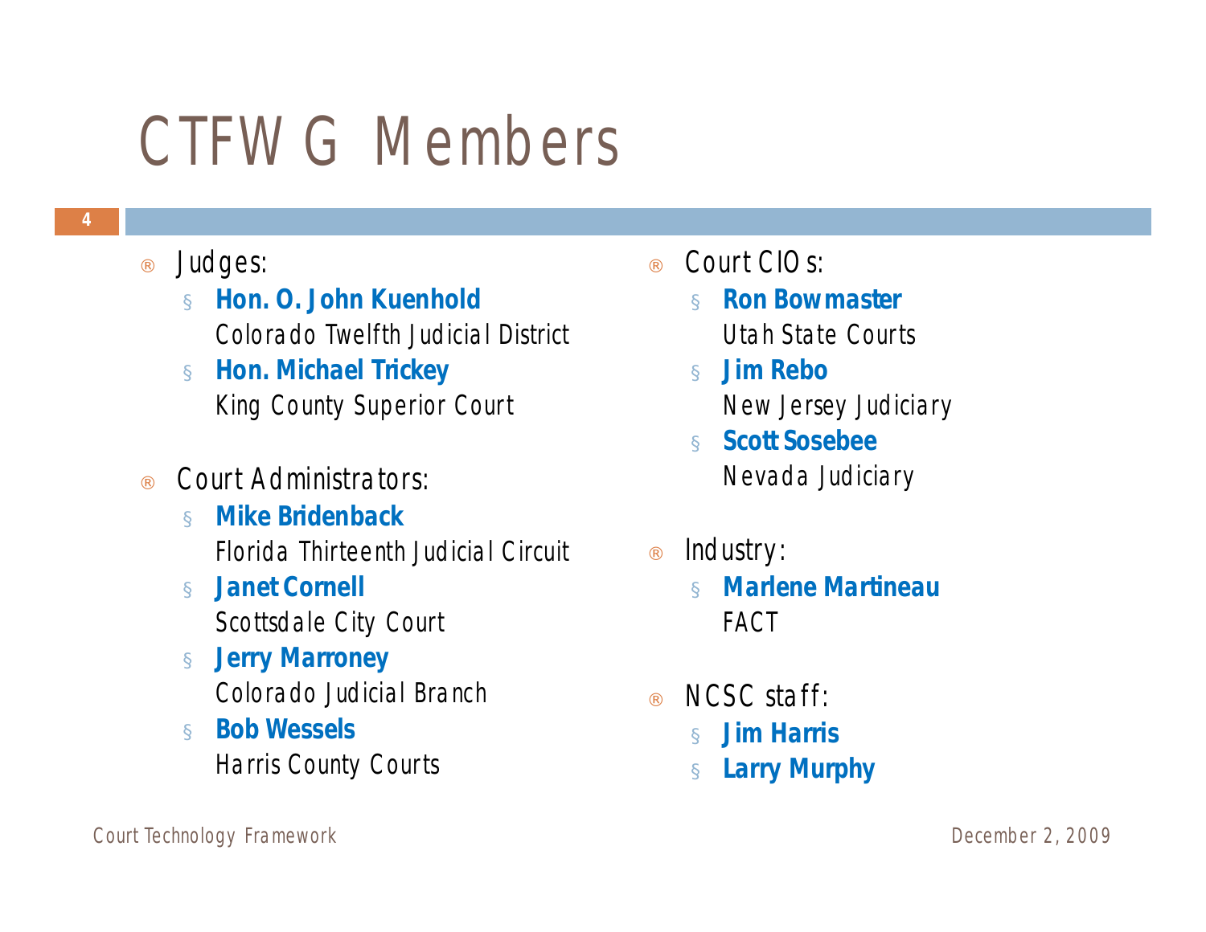# CTFWG Members

- Judges:
  - **Hon. O. John Kuenhold**
    Colorado Twelfth Judicial District
  - **Hon. Michael Trickey**
    King County Superior Court
- Court Administrators:
  - **Mike Bridenback**
    Florida Thirteenth Judicial Circuit
  - **Janet Cornell**
    Scottsdale City Court
  - **Jerry Marroney**
    Colorado Judicial Branch
  - **Bob Wessels**
    Harris County Courts
- Court CIOs:
  - **Ron Bowmaster**
    Utah State Courts
  - **Jim Rebo**
    New Jersey Judiciary
  - **Scott Sosebee**
    Nevada Judiciary
- Industry:
  - **Marlene Martineau**
    FACT
- NCSC staff:
  - **Jim Harris**
  - **Larry Murphy**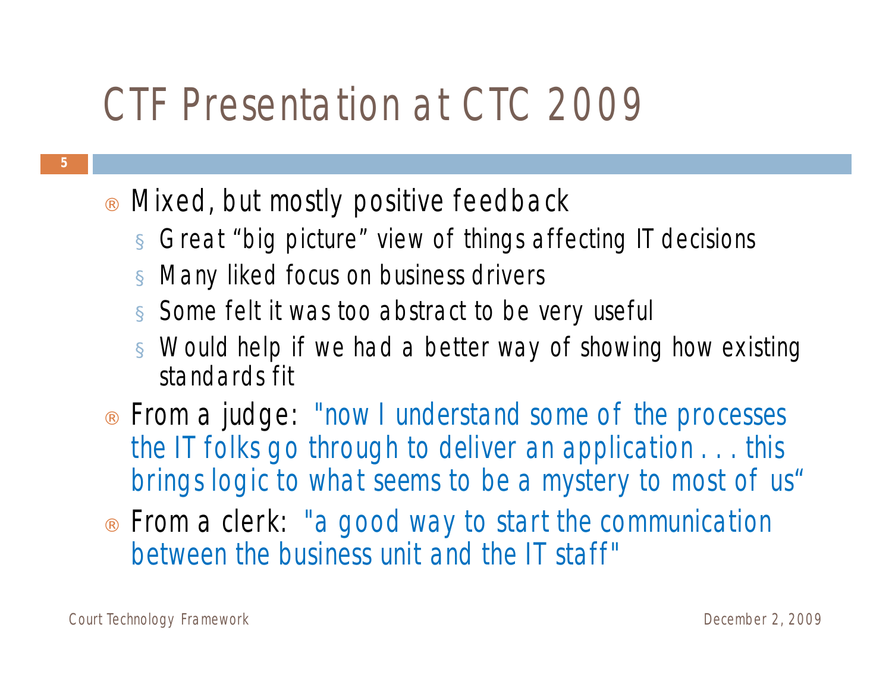# CTF Presentation at CTC 2009

- Mixed, but mostly positive feedback
  - Great "big picture" view of things affecting IT decisions
  - Many liked focus on business drivers
  - Some felt it was too abstract to be very useful
  - Would help if we had a better way of showing how existing standards fit
- From a judge: "now I understand some of the processes the IT folks go through to deliver an application . . . this brings logic to what seems to be a mystery to most of us"
- From a clerk: "a good way to start the communication between the business unit and the IT staff"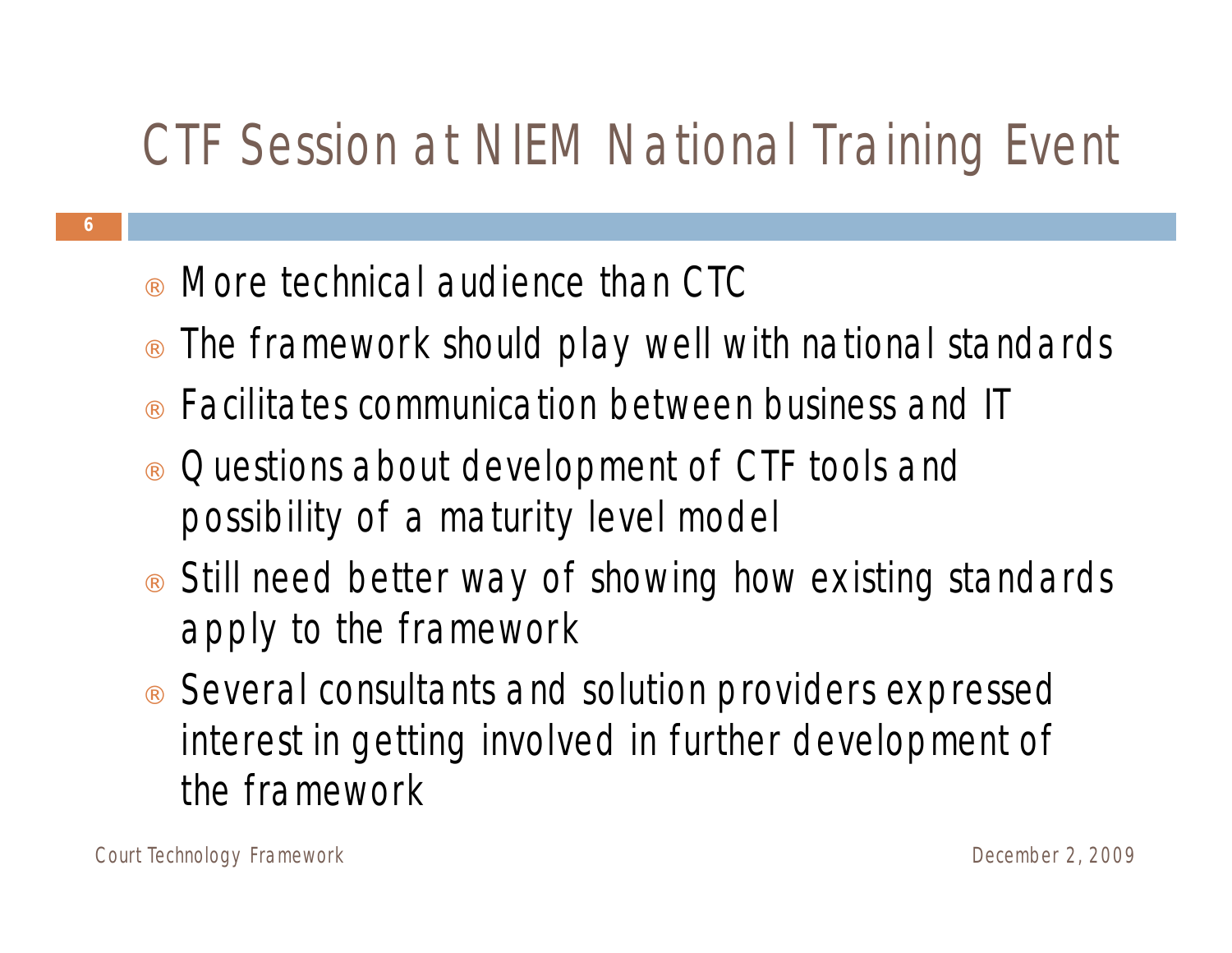# CTF Session at NIEM National Training Event

- More technical audience than CTC
- The framework should play well with national standards
- Facilitates communication between business and IT
- Questions about development of CTF tools and possibility of a maturity level model
- Still need better way of showing how existing standards apply to the framework
- Several consultants and solution providers expressed interest in getting involved in further development of the framework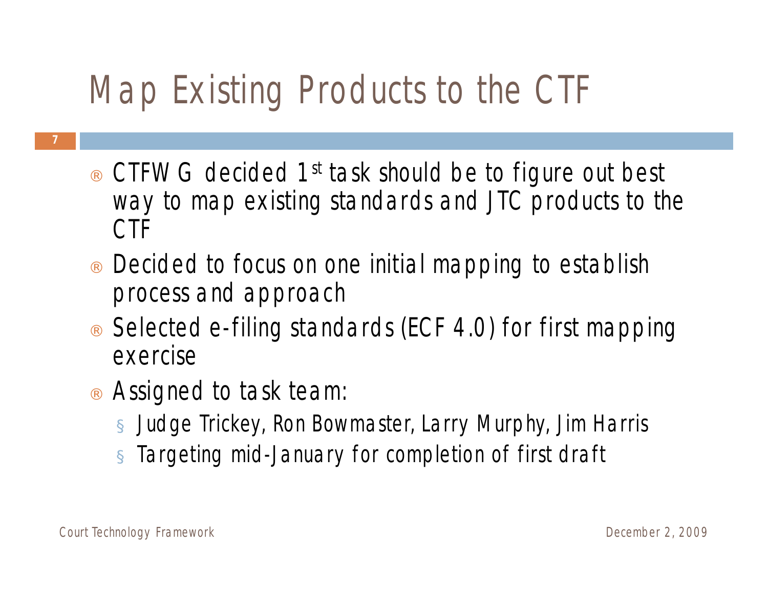# Map Existing Products to the CTF

- CTFWG decided 1st task should be to figure out best way to map existing standards and JTC products to the CTF
- Decided to focus on one initial mapping to establish process and approach
- Selected e-filing standards (ECF 4.0) for first mapping exercise
- Assigned to task team:
  - Judge Trickey, Ron Bowmaster, Larry Murphy, Jim Harris
  - Targeting mid-January for completion of first draft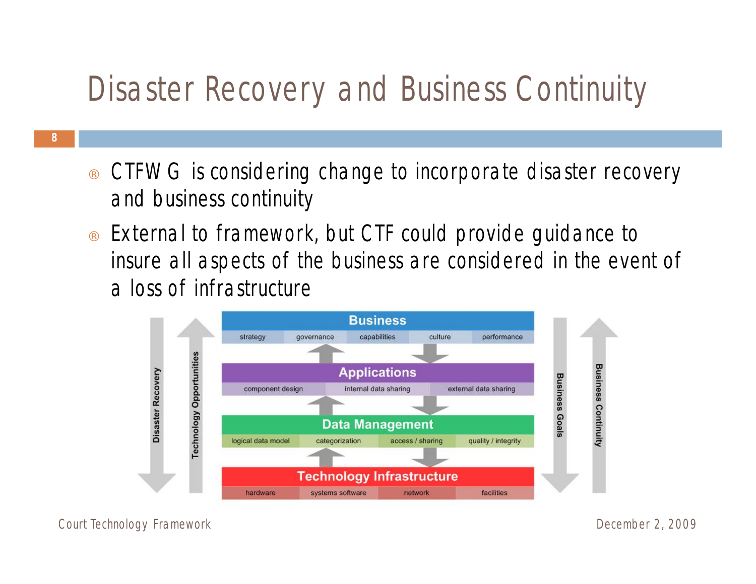# Disaster Recovery and Business Continuity

- CTFWG is considering change to incorporate disaster recovery and business continuity
- External to framework, but CTF could provide guidance to insure all aspects of the business are considered in the event of a loss of infrastructure

Disaster Recovery | Technology Opportunities

**Business**

strategy | governance | capabilities | culture | performance

**Applications**

component design | internal data sharing | external data sharing

**Data Management**

logical data model | categorization | access / sharing | quality / integrity

**Technology Infrastructure**

hardware | systems software | network | facilities

Business Goals | Business Continuity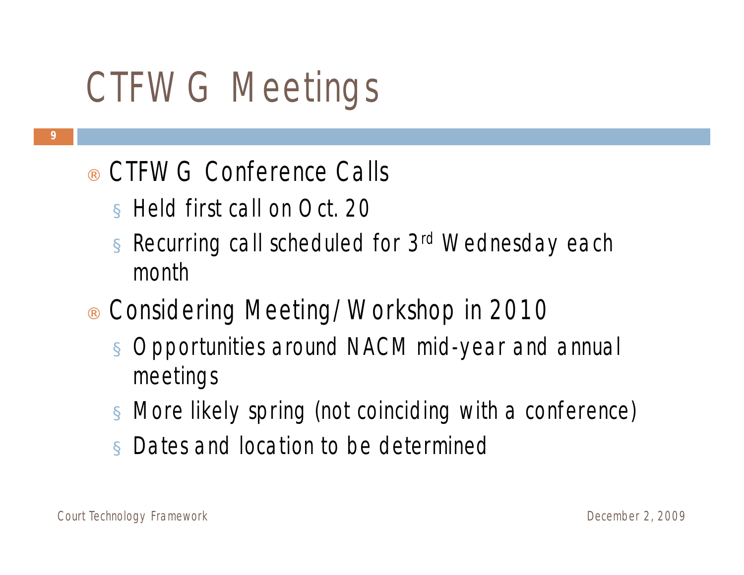# CTFWG Meetings

- CTFWG Conference Calls
  - Held first call on Oct. 20
  - Recurring call scheduled for 3rd Wednesday each month
- Considering Meeting/Workshop in 2010
  - Opportunities around NACM mid-year and annual meetings
  - More likely spring (not coinciding with a conference)
  - Dates and location to be determined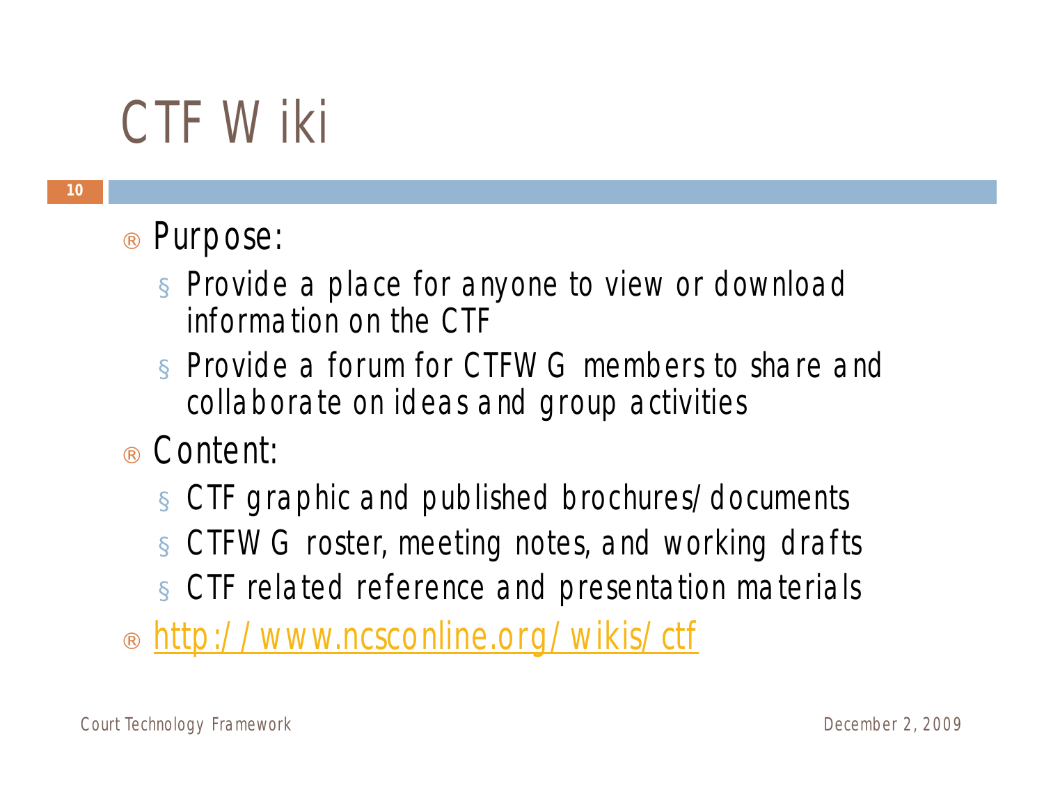# CTF Wiki

- Purpose:
  - Provide a place for anyone to view or download information on the CTF
  - Provide a forum for CTFWG members to share and collaborate on ideas and group activities
- Content:
  - CTF graphic and published brochures/documents
  - CTFWG roster, meeting notes, and working drafts
  - CTF related reference and presentation materials
- http://www.ncsconline.org/wikis/ctf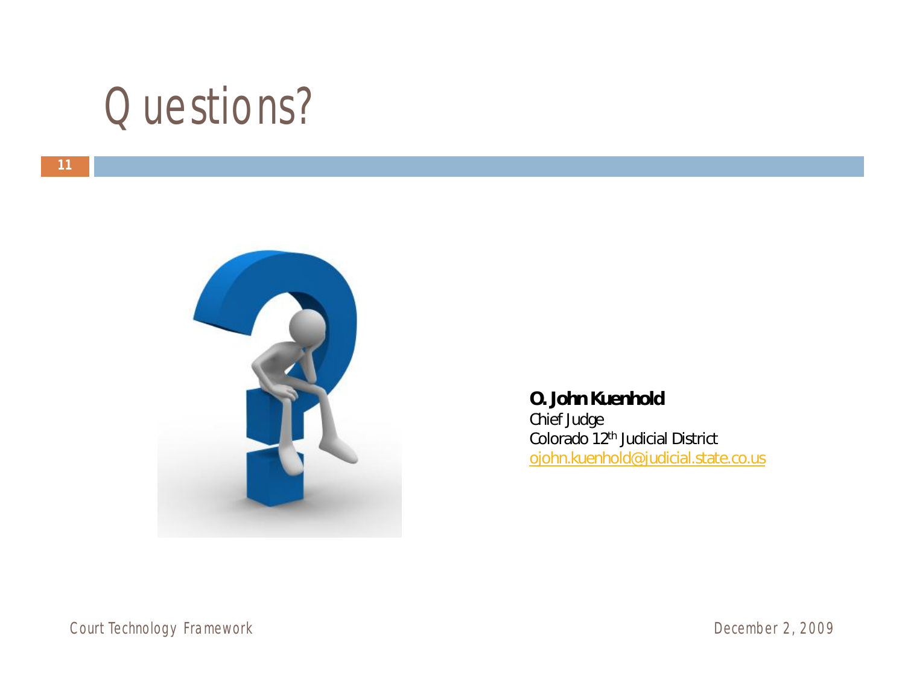# Questions?

**O. John Kuenhold**
Chief Judge
Colorado 12th Judicial District
ojohn.kuenhold@judicial.state.co.us